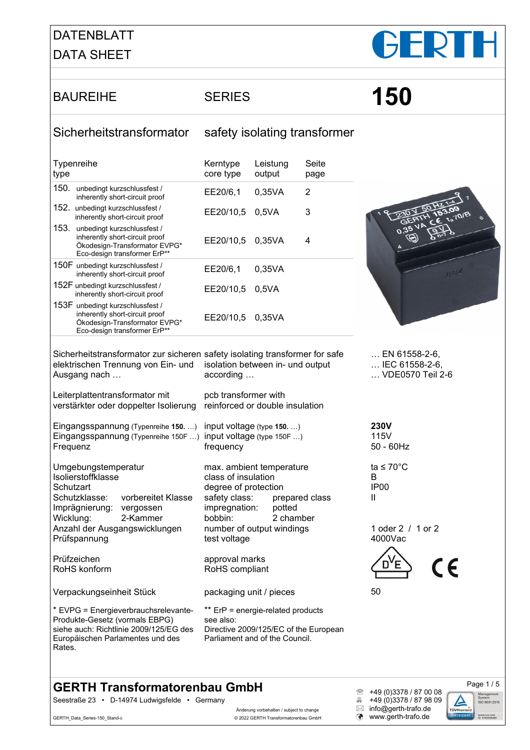# DATENBLATT
# DATA SHEET

GERTH

## BAUREIHE SERIES **150**

## Sicherheitstransformator safety isolating transformer

| Typenreihe / type | | Kerntype / core type | Leistung / output | Seite / page |
|---|---|---|---|---|
| 150. | unbedingt kurzschlussfest / inherently short-circuit proof | EE20/6,1 | 0,35VA | 2 |
| 152. | unbedingt kurzschlussfest / inherently short-circuit proof | EE20/10,5 | 0,5VA | 3 |
| 153. | unbedingt kurzschlussfest / inherently short-circuit proof Ökodesign-Transformator EVPG* Eco-design transformer ErP** | EE20/10,5 | 0,35VA | 4 |
| 150F | unbedingt kurzschlussfest / inherently short-circuit proof | EE20/6,1 | 0,35VA | |
| 152F | unbedingt kurzschlussfest / inherently short-circuit proof | EE20/10,5 | 0,5VA | |
| 153F | unbedingt kurzschlussfest / inherently short-circuit proof Ökodesign-Transformator EVPG* Eco-design transformer ErP** | EE20/10,5 | 0,35VA | |

| | | |
|---|---|---|
| Sicherheitstransformator zur sicheren elektrischen Trennung von Ein- und Ausgang nach … | safety isolating transformer for safe isolation between in- und output according … | … EN 61558-2-6, … IEC 61558-2-6, … VDE0570 Teil 2-6 |
| Leiterplattentransformator mit verstärkter oder doppelter Isolierung | pcb transformer with reinforced or double insulation | |
| Eingangsspannung (Typenreihe **150.** …) | input voltage (type **150.** …) | **230V** |
| Eingangsspannung (Typenreihe 150F …) | input voltage (type 150F …) | 115V |
| Frequenz | frequency | 50 - 60Hz |
| Umgebungstemperatur | max. ambient temperature | ta ≤ 70°C |
| Isolierstoffklasse | class of insulation | B |
| Schutzart | degree of protection | IP00 |
| Schutzklasse: vorbereitet Klasse | safety class: prepared class | II |
| Imprägnierung: vergossen | impregnation: potted | |
| Wicklung: 2-Kammer | bobbin: 2 chamber | |
| Anzahl der Ausgangswicklungen | number of output windings | 1 oder 2 / 1 or 2 |
| Prüfspannung | test voltage | 4000Vac |
| Prüfzeichen | approval marks | VDE, CE |
| RoHS konform | RoHS compliant | |
| Verpackungseinheit Stück | packaging unit / pieces | 50 |

* EVPG = Energieverbrauchsrelevante-Produkte-Gesetz (vormals EBPG) siehe auch: Richtlinie 2009/125/EG des Europäischen Parlamentes und des Rates.

** ErP = energie-related products see also: Directive 2009/125/EC of the European Parliament and of the Council.

**GERTH Transformatorenbau GmbH**
Seestraße 23 • D-14974 Ludwigsfelde • Germany

Änderung vorbehalten / subject to change
© 2022 GERTH Transformatorenbau GmbH

GERTH_Data_Series-150_Stand-c

☎ +49 (0)3378 / 87 00 08
+49 (0)3378 / 87 98 09
info@gerth-trafo.de
www.gerth-trafo.de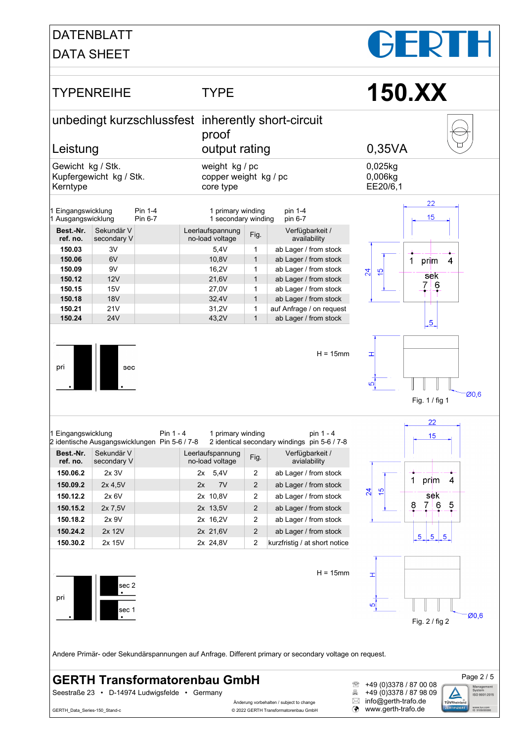# DATENBLATT
# DATA SHEET

| TYPENREIHE | TYPE | 150.XX |
|---|---|---|
| unbedingt kurzschlussfest | inherently short-circuit proof | |
| Leistung | output rating | 0,35VA |
| Gewicht kg / Stk. | weight kg / pc | 0,025kg |
| Kupfergewicht kg / Stk. | copper weight kg / pc | 0,006kg |
| Kerntype | core type | EE20/6,1 |

1 Eingangswicklung Pin 1-4 — 1 primary winding pin 1-4
1 Ausgangswicklung Pin 6-7 — 1 secondary winding pin 6-7

| Best.-Nr. ref. no. | Sekundär V secondary V | Leerlaufspannung no-load voltage | Fig. | Verfügbarkeit / availability |
|---|---|---|---|---|
| **150.03** | 3V | 5,4V | 1 | ab Lager / from stock |
| **150.06** | 6V | 10,8V | 1 | ab Lager / from stock |
| **150.09** | 9V | 16,2V | 1 | ab Lager / from stock |
| **150.12** | 12V | 21,6V | 1 | ab Lager / from stock |
| **150.15** | 15V | 27,0V | 1 | ab Lager / from stock |
| **150.18** | 18V | 32,4V | 1 | ab Lager / from stock |
| **150.21** | 21V | 31,2V | 1 | auf Anfrage / on request |
| **150.24** | 24V | 43,2V | 1 | ab Lager / from stock |

pri sec

H = 15mm

22, 15, 24, 15, 1 prim 4, sek 7 6, 5, H, 5, Ø0,6

Fig. 1 / fig 1

1 Eingangswicklung Pin 1 - 4 — 1 primary winding pin 1 - 4
2 identische Ausgangswicklungen Pin 5-6 / 7-8 — 2 identical secondary windings pin 5-6 / 7-8

| Best.-Nr. ref. no. | Sekundär V secondary V | Leerlaufspannung no-load voltage | Fig. | Verfügbarkeit / availability |
|---|---|---|---|---|
| **150.06.2** | 2x 3V | 2x 5,4V | 2 | ab Lager / from stock |
| **150.09.2** | 2x 4,5V | 2x 7V | 2 | ab Lager / from stock |
| **150.12.2** | 2x 6V | 2x 10,8V | 2 | ab Lager / from stock |
| **150.15.2** | 2x 7,5V | 2x 13,5V | 2 | ab Lager / from stock |
| **150.18.2** | 2x 9V | 2x 16,2V | 2 | ab Lager / from stock |
| **150.24.2** | 2x 12V | 2x 21,6V | 2 | ab Lager / from stock |
| **150.30.2** | 2x 15V | 2x 24,8V | 2 | kurzfristig / at short notice |

pri sec 2 sec 1

H = 15mm

22, 15, 24, 15, 1 prim 4, sek 8 7 6 5, 5 5 5, H, 5, Ø0,6

Fig. 2 / fig 2

Andere Primär- oder Sekundärspannungen auf Anfrage. Different primary or secondary voltage on request.

## GERTH Transformatorenbau GmbH

Seestraße 23 • D-14974 Ludwigsfelde • Germany

Änderung vorbehalten / subject to change
© 2022 GERTH Transformatorenbau GmbH

+49 (0)3378 / 87 00 08
+49 (0)3378 / 87 98 09
info@gerth-trafo.de
www.gerth-trafo.de

GERTH_Data_Series-150_Stand-c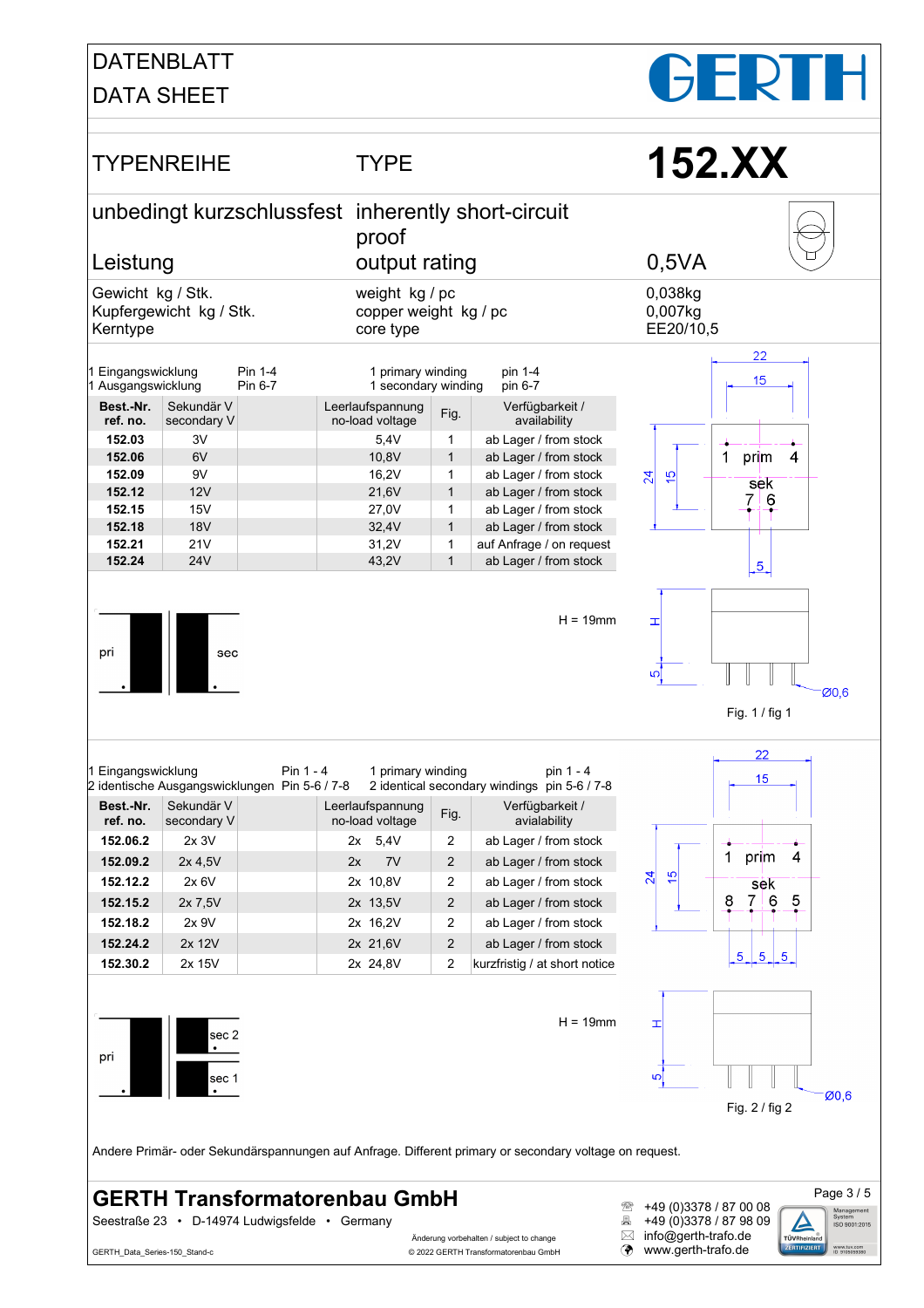# DATENBLATT
# DATA SHEET

GERTH

| TYPENREIHE | TYPE | 152.XX |
|---|---|---|
| unbedingt kurzschlussfest | inherently short-circuit proof | |
| Leistung | output rating | 0,5VA |
| Gewicht kg / Stk. | weight kg / pc | 0,038kg |
| Kupfergewicht kg / Stk. | copper weight kg / pc | 0,007kg |
| Kerntype | core type | EE20/10,5 |

1 Eingangswicklung Pin 1-4 — 1 primary winding pin 1-4
1 Ausgangswicklung Pin 6-7 — 1 secondary winding pin 6-7

| Best.-Nr. ref. no. | Sekundär V secondary V | | Leerlaufspannung no-load voltage | Fig. | Verfügbarkeit / availability |
|---|---|---|---|---|---|
| 152.03 | 3V | | 5,4V | 1 | ab Lager / from stock |
| 152.06 | 6V | | 10,8V | 1 | ab Lager / from stock |
| 152.09 | 9V | | 16,2V | 1 | ab Lager / from stock |
| 152.12 | 12V | | 21,6V | 1 | ab Lager / from stock |
| 152.15 | 15V | | 27,0V | 1 | ab Lager / from stock |
| 152.18 | 18V | | 32,4V | 1 | ab Lager / from stock |
| 152.21 | 21V | | 31,2V | 1 | auf Anfrage / on request |
| 152.24 | 24V | | 43,2V | 1 | ab Lager / from stock |

pri sec

H = 19mm

Fig. 1 / fig 1

1 Eingangswicklung Pin 1 - 4 — 1 primary winding pin 1 - 4
2 identische Ausgangswicklungen Pin 5-6 / 7-8 — 2 identical secondary windings pin 5-6 / 7-8

| Best.-Nr. ref. no. | Sekundär V secondary V | | Leerlaufspannung no-load voltage | Fig. | Verfügbarkeit / avialability |
|---|---|---|---|---|---|
| 152.06.2 | 2x 3V | | 2x 5,4V | 2 | ab Lager / from stock |
| 152.09.2 | 2x 4,5V | | 2x 7V | 2 | ab Lager / from stock |
| 152.12.2 | 2x 6V | | 2x 10,8V | 2 | ab Lager / from stock |
| 152.15.2 | 2x 7,5V | | 2x 13,5V | 2 | ab Lager / from stock |
| 152.18.2 | 2x 9V | | 2x 16,2V | 2 | ab Lager / from stock |
| 152.24.2 | 2x 12V | | 2x 21,6V | 2 | ab Lager / from stock |
| 152.30.2 | 2x 15V | | 2x 24,8V | 2 | kurzfristig / at short notice |

pri sec 2 sec 1

H = 19mm

Fig. 2 / fig 2

Andere Primär- oder Sekundärspannungen auf Anfrage. Different primary or secondary voltage on request.

**GERTH Transformatorenbau GmbH**
Seestraße 23 • D-14974 Ludwigsfelde • Germany

+49 (0)3378 / 87 00 08
+49 (0)3378 / 87 98 09
info@gerth-trafo.de
www.gerth-trafo.de

Änderung vorbehalten / subject to change
© 2022 GERTH Transformatorenbau GmbH
GERTH_Data_Series-150_Stand-c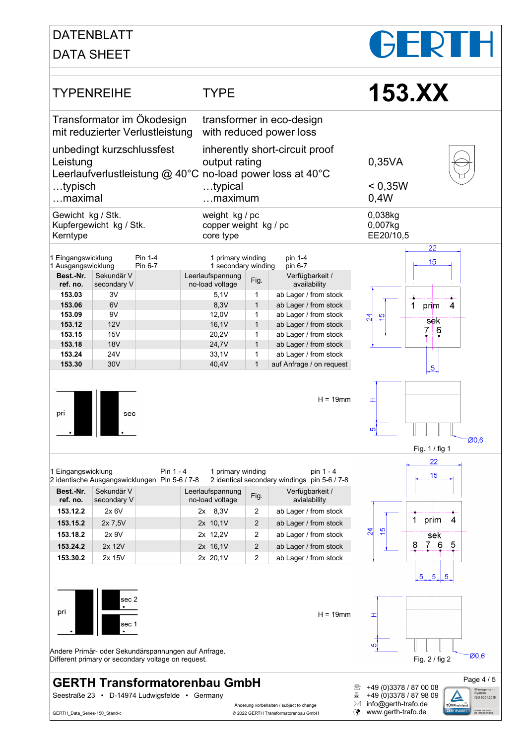# DATENBLATT
# DATA SHEET

GERTH

| TYPENREIHE | TYPE | 153.XX |
|---|---|---|

| | | |
|---|---|---|
| Transformator im Ökodesign mit reduzierter Verlustleistung | transformer in eco-design with reduced power loss | |
| unbedingt kurzschlussfest | inherently short-circuit proof | |
| Leistung | output rating | 0,35VA |
| Leerlaufverlustleistung @ 40°C | no-load power loss at 40°C | |
| …typisch | …typical | < 0,35W |
| …maximal | …maximum | 0,4W |
| Gewicht kg / Stk. | weight kg / pc | 0,038kg |
| Kupfergewicht kg / Stk. | copper weight kg / pc | 0,007kg |
| Kerntype | core type | EE20/10,5 |

1 Eingangswicklung Pin 1-4 — 1 primary winding pin 1-4
1 Ausgangswicklung Pin 6-7 — 1 secondary winding pin 6-7

| Best.-Nr. ref. no. | Sekundär V secondary V | | Leerlaufspannung no-load voltage | Fig. | Verfügbarkeit / availability |
|---|---|---|---|---|---|
| 153.03 | 3V | | 5,1V | 1 | ab Lager / from stock |
| 153.06 | 6V | | 8,3V | 1 | ab Lager / from stock |
| 153.09 | 9V | | 12,0V | 1 | ab Lager / from stock |
| 153.12 | 12V | | 16,1V | 1 | ab Lager / from stock |
| 153.15 | 15V | | 20,2V | 1 | ab Lager / from stock |
| 153.18 | 18V | | 24,7V | 1 | ab Lager / from stock |
| 153.24 | 24V | | 33,1V | 1 | ab Lager / from stock |
| 153.30 | 30V | | 40,4V | 1 | auf Anfrage / on request |

pri sec

H = 19mm

22, 15, 24, 15, 1 prim 4, sek 7 6, 5, H, 5, Ø0,6

Fig. 1 / fig 1

1 Eingangswicklung Pin 1 - 4 — 1 primary winding pin 1 - 4
2 identische Ausgangswicklungen Pin 5-6 / 7-8 — 2 identical secondary windings pin 5-6 / 7-8

| Best.-Nr. ref. no. | Sekundär V secondary V | | Leerlaufspannung no-load voltage | Fig. | Verfügbarkeit / availability |
|---|---|---|---|---|---|
| 153.12.2 | 2x 6V | | 2x 8,3V | 2 | ab Lager / from stock |
| 153.15.2 | 2x 7,5V | | 2x 10,1V | 2 | ab Lager / from stock |
| 153.18.2 | 2x 9V | | 2x 12,2V | 2 | ab Lager / from stock |
| 153.24.2 | 2x 12V | | 2x 16,1V | 2 | ab Lager / from stock |
| 153.30.2 | 2x 15V | | 2x 20,1V | 2 | ab Lager / from stock |

pri sec 2 sec 1

H = 19mm

22, 15, 24, 15, 1 prim 4, sek 8 7 6 5, 5 5 5, H, 5, Ø0,6

Fig. 2 / fig 2

Andere Primär- oder Sekundärspannungen auf Anfrage.
Different primary or secondary voltage on request.

**GERTH Transformatorenbau GmbH**
Seestraße 23 • D-14974 Ludwigsfelde • Germany

Änderung vorbehalten / subject to change
© 2022 GERTH Transformatorenbau GmbH

GERTH_Data_Series-150_Stand-c

+49 (0)3378 / 87 00 08
+49 (0)3378 / 87 98 09
info@gerth-trafo.de
www.gerth-trafo.de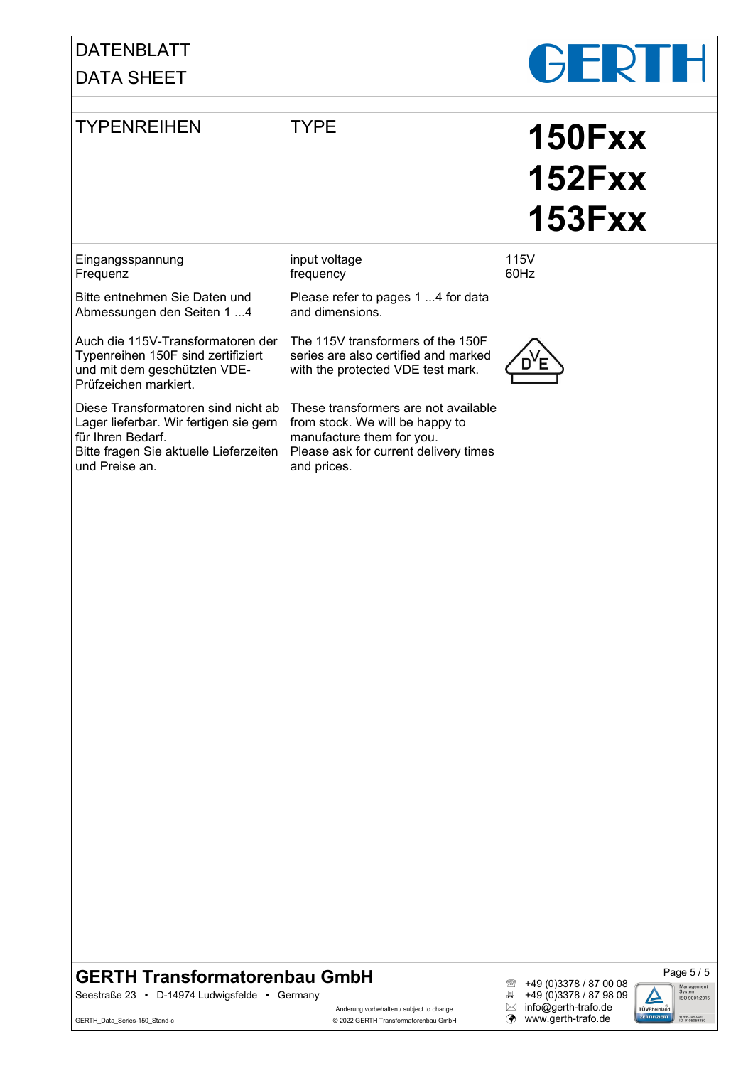# DATENBLATT
# DATA SHEET

GERTH

| TYPENREIHEN | TYPE | 150Fxx 152Fxx 153Fxx |
|---|---|---|
| Eingangsspannung Frequenz | input voltage frequency | 115V 60Hz |
| Bitte entnehmen Sie Daten und Abmessungen den Seiten 1 ...4 | Please refer to pages 1 ...4 for data and dimensions. | |
| Auch die 115V-Transformatoren der Typenreihen 150F sind zertifiziert und mit dem geschützten VDE-Prüfzeichen markiert. | The 115V transformers of the 150F series are also certified and marked with the protected VDE test mark. | DVE |
| Diese Transformatoren sind nicht ab Lager lieferbar. Wir fertigen sie gern für Ihren Bedarf. Bitte fragen Sie aktuelle Lieferzeiten und Preise an. | These transformers are not available from stock. We will be happy to manufacture them for you. Please ask for current delivery times and prices. | |

**GERTH Transformatorenbau GmbH**

Seestraße 23 • D-14974 Ludwigsfelde • Germany

+49 (0)3378 / 87 00 08
+49 (0)3378 / 87 98 09
info@gerth-trafo.de
www.gerth-trafo.de

Änderung vorbehalten / subject to change
© 2022 GERTH Transformatorenbau GmbH

GERTH_Data_Series-150_Stand-c